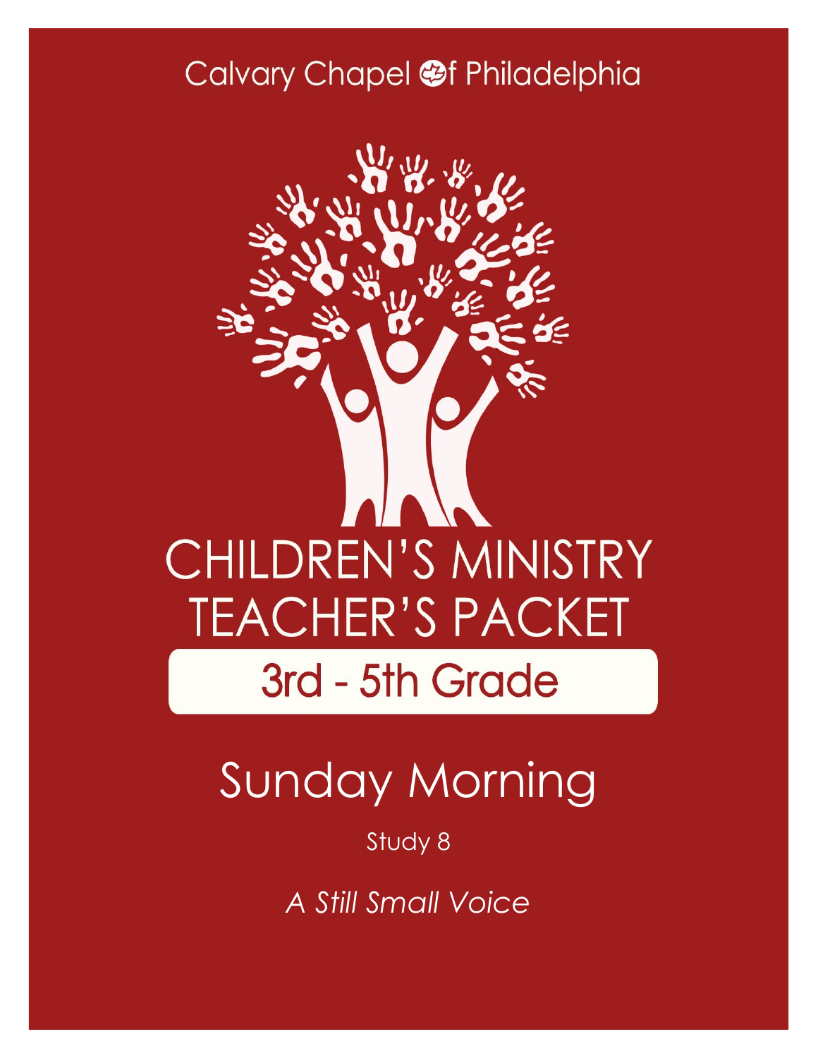Calvary Chapel of Philadelphia

# CHILDREN'S MINISTRY TEACHER'S PACKET

## 3rd - 5th Grade

# Sunday Morning

Study 8

*A Still Small Voice*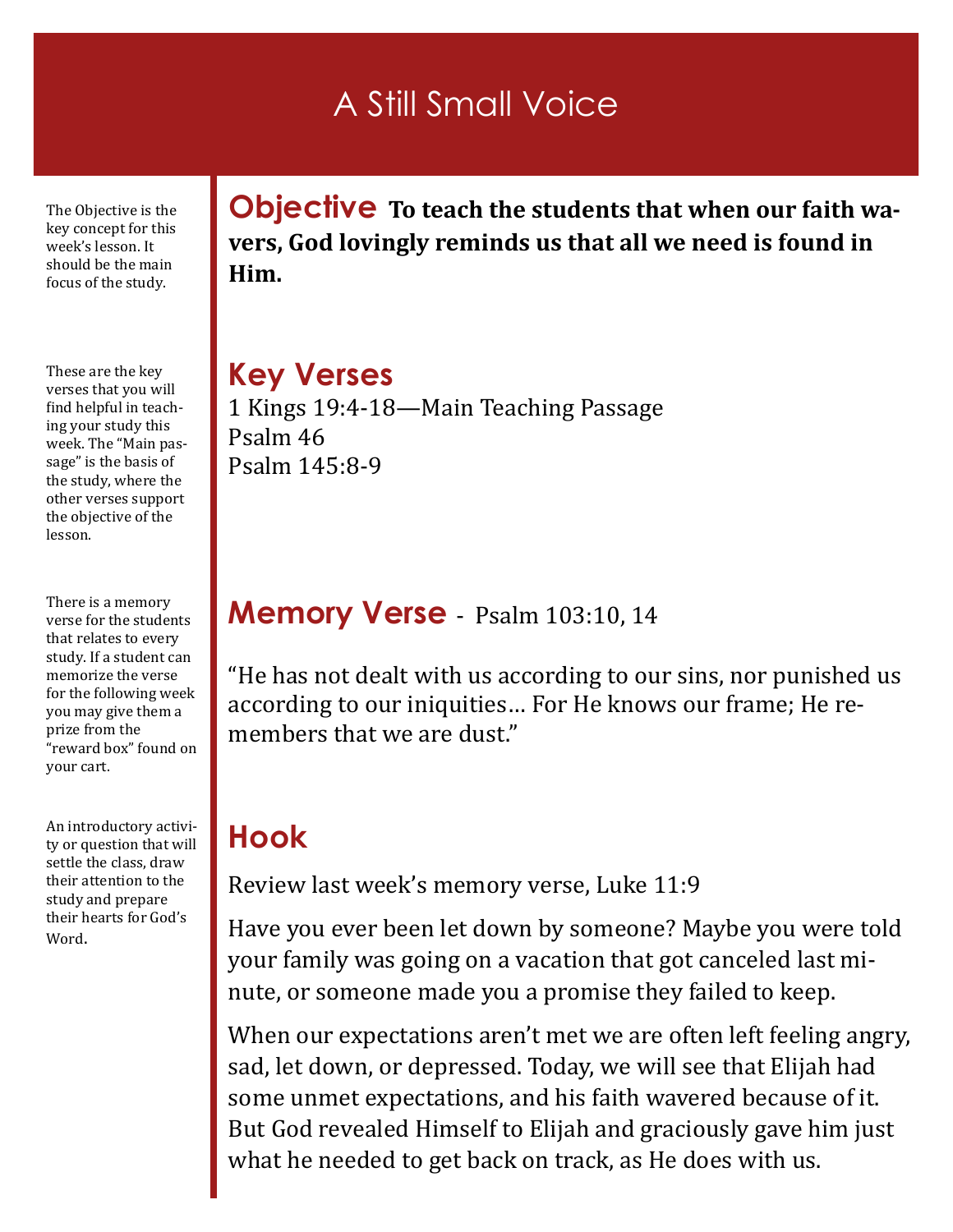# A Still Small Voice

The Objective is the key concept for this week's lesson. It should be the main focus of the study.

## Objective

**To teach the students that when our faith wavers, God lovingly reminds us that all we need is found in Him.**

These are the key verses that you will find helpful in teaching your study this week. The "Main passage" is the basis of the study, where the other verses support the objective of the lesson.

## Key Verses

1 Kings 19:4-18—Main Teaching Passage
Psalm 46
Psalm 145:8-9

There is a memory verse for the students that relates to every study. If a student can memorize the verse for the following week you may give them a prize from the "reward box" found on your cart.

## Memory Verse - Psalm 103:10, 14

"He has not dealt with us according to our sins, nor punished us according to our iniquities… For He knows our frame; He remembers that we are dust."

An introductory activity or question that will settle the class, draw their attention to the study and prepare their hearts for God's Word.

## Hook

Review last week's memory verse, Luke 11:9

Have you ever been let down by someone? Maybe you were told your family was going on a vacation that got canceled last minute, or someone made you a promise they failed to keep.

When our expectations aren't met we are often left feeling angry, sad, let down, or depressed. Today, we will see that Elijah had some unmet expectations, and his faith wavered because of it. But God revealed Himself to Elijah and graciously gave him just what he needed to get back on track, as He does with us.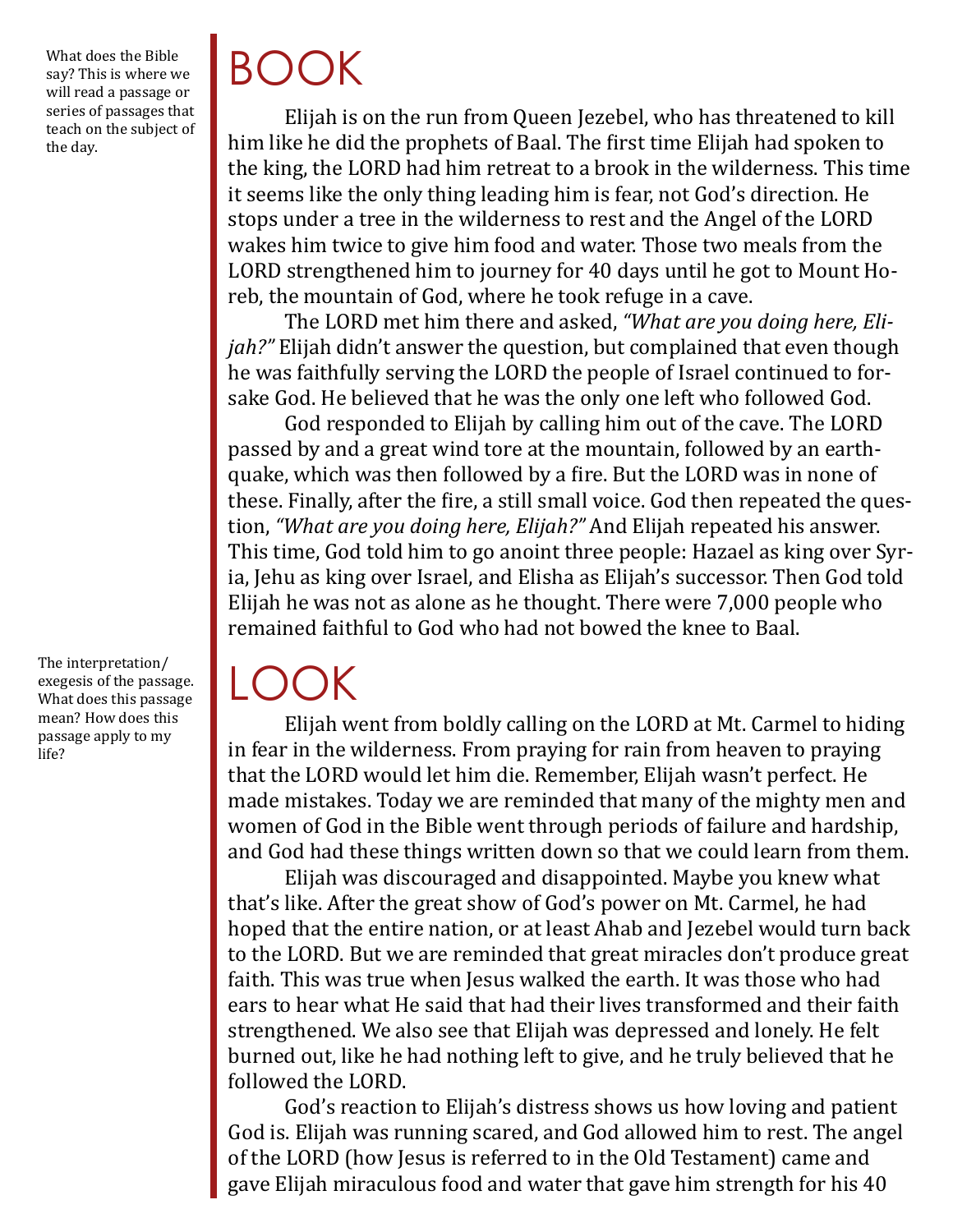What does the Bible say? This is where we will read a passage or series of passages that teach on the subject of the day.

# BOOK

Elijah is on the run from Queen Jezebel, who has threatened to kill him like he did the prophets of Baal. The first time Elijah had spoken to the king, the LORD had him retreat to a brook in the wilderness. This time it seems like the only thing leading him is fear, not God's direction. He stops under a tree in the wilderness to rest and the Angel of the LORD wakes him twice to give him food and water. Those two meals from the LORD strengthened him to journey for 40 days until he got to Mount Horeb, the mountain of God, where he took refuge in a cave.

The LORD met him there and asked, *"What are you doing here, Elijah?"* Elijah didn't answer the question, but complained that even though he was faithfully serving the LORD the people of Israel continued to forsake God. He believed that he was the only one left who followed God.

God responded to Elijah by calling him out of the cave. The LORD passed by and a great wind tore at the mountain, followed by an earthquake, which was then followed by a fire. But the LORD was in none of these. Finally, after the fire, a still small voice. God then repeated the question, *"What are you doing here, Elijah?"* And Elijah repeated his answer. This time, God told him to go anoint three people: Hazael as king over Syria, Jehu as king over Israel, and Elisha as Elijah's successor. Then God told Elijah he was not as alone as he thought. There were 7,000 people who remained faithful to God who had not bowed the knee to Baal.

The interpretation/exegesis of the passage. What does this passage mean? How does this passage apply to my life?

# LOOK

Elijah went from boldly calling on the LORD at Mt. Carmel to hiding in fear in the wilderness. From praying for rain from heaven to praying that the LORD would let him die. Remember, Elijah wasn't perfect. He made mistakes. Today we are reminded that many of the mighty men and women of God in the Bible went through periods of failure and hardship, and God had these things written down so that we could learn from them.

Elijah was discouraged and disappointed. Maybe you knew what that's like. After the great show of God's power on Mt. Carmel, he had hoped that the entire nation, or at least Ahab and Jezebel would turn back to the LORD. But we are reminded that great miracles don't produce great faith. This was true when Jesus walked the earth. It was those who had ears to hear what He said that had their lives transformed and their faith strengthened. We also see that Elijah was depressed and lonely. He felt burned out, like he had nothing left to give, and he truly believed that he followed the LORD.

God's reaction to Elijah's distress shows us how loving and patient God is. Elijah was running scared, and God allowed him to rest. The angel of the LORD (how Jesus is referred to in the Old Testament) came and gave Elijah miraculous food and water that gave him strength for his 40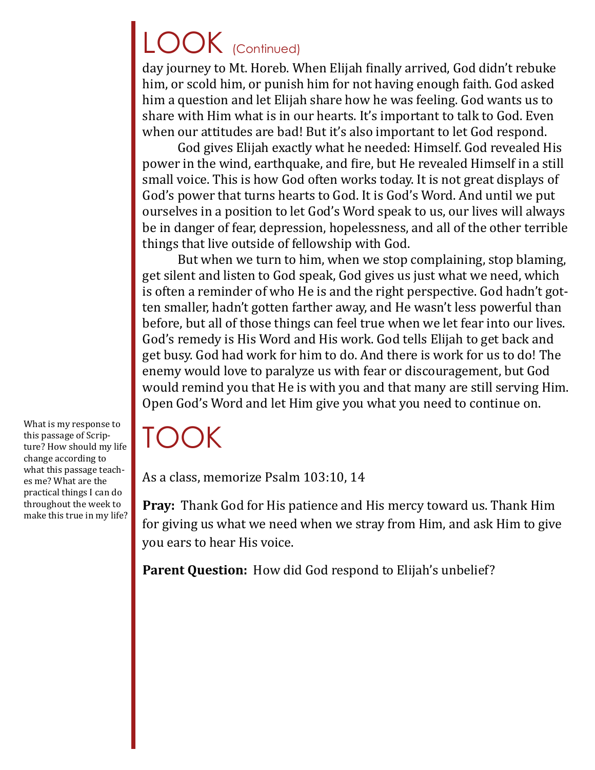# LOOK (Continued)

day journey to Mt. Horeb. When Elijah finally arrived, God didn't rebuke him, or scold him, or punish him for not having enough faith. God asked him a question and let Elijah share how he was feeling. God wants us to share with Him what is in our hearts. It's important to talk to God. Even when our attitudes are bad! But it's also important to let God respond.

God gives Elijah exactly what he needed: Himself. God revealed His power in the wind, earthquake, and fire, but He revealed Himself in a still small voice. This is how God often works today. It is not great displays of God's power that turns hearts to God. It is God's Word. And until we put ourselves in a position to let God's Word speak to us, our lives will always be in danger of fear, depression, hopelessness, and all of the other terrible things that live outside of fellowship with God.

But when we turn to him, when we stop complaining, stop blaming, get silent and listen to God speak, God gives us just what we need, which is often a reminder of who He is and the right perspective. God hadn't gotten smaller, hadn't gotten farther away, and He wasn't less powerful than before, but all of those things can feel true when we let fear into our lives. God's remedy is His Word and His work. God tells Elijah to get back and get busy. God had work for him to do. And there is work for us to do! The enemy would love to paralyze us with fear or discouragement, but God would remind you that He is with you and that many are still serving Him. Open God's Word and let Him give you what you need to continue on.

# TOOK

What is my response to this passage of Scripture? How should my life change according to what this passage teaches me? What are the practical things I can do throughout the week to make this true in my life?

As a class, memorize Psalm 103:10, 14

**Pray:** Thank God for His patience and His mercy toward us. Thank Him for giving us what we need when we stray from Him, and ask Him to give you ears to hear His voice.

**Parent Question:** How did God respond to Elijah's unbelief?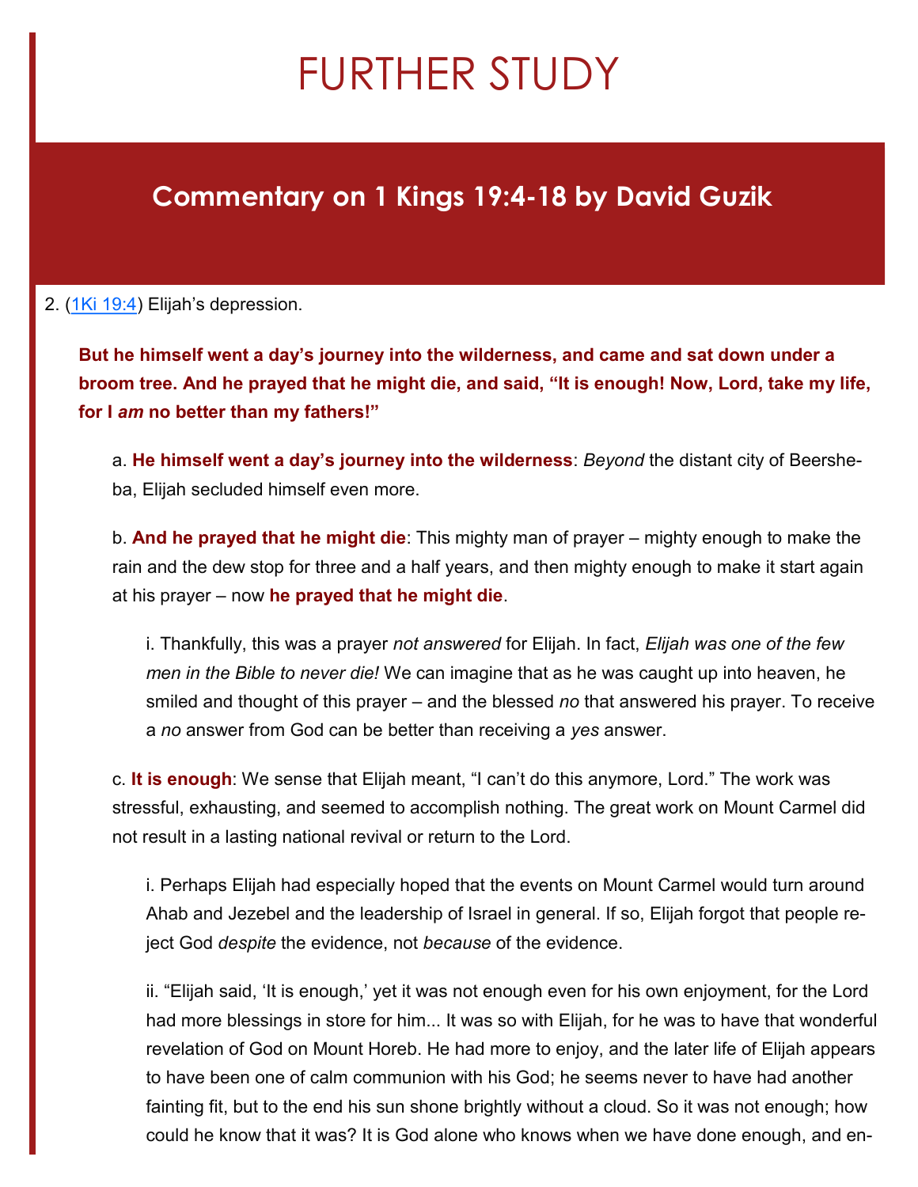# FURTHER STUDY

## Commentary on 1 Kings 19:4-18 by David Guzik

2. (1Ki 19:4) Elijah's depression.

**But he himself went a day's journey into the wilderness, and came and sat down under a broom tree. And he prayed that he might die, and said, "It is enough! Now, Lord, take my life, for I *am* no better than my fathers!"**

a. **He himself went a day's journey into the wilderness**: *Beyond* the distant city of Beersheba, Elijah secluded himself even more.

b. **And he prayed that he might die**: This mighty man of prayer – mighty enough to make the rain and the dew stop for three and a half years, and then mighty enough to make it start again at his prayer – now **he prayed that he might die**.

i. Thankfully, this was a prayer *not answered* for Elijah. In fact, *Elijah was one of the few men in the Bible to never die!* We can imagine that as he was caught up into heaven, he smiled and thought of this prayer – and the blessed *no* that answered his prayer. To receive a *no* answer from God can be better than receiving a *yes* answer.

c. **It is enough**: We sense that Elijah meant, "I can't do this anymore, Lord." The work was stressful, exhausting, and seemed to accomplish nothing. The great work on Mount Carmel did not result in a lasting national revival or return to the Lord.

i. Perhaps Elijah had especially hoped that the events on Mount Carmel would turn around Ahab and Jezebel and the leadership of Israel in general. If so, Elijah forgot that people reject God *despite* the evidence, not *because* of the evidence.

ii. "Elijah said, 'It is enough,' yet it was not enough even for his own enjoyment, for the Lord had more blessings in store for him... It was so with Elijah, for he was to have that wonderful revelation of God on Mount Horeb. He had more to enjoy, and the later life of Elijah appears to have been one of calm communion with his God; he seems never to have had another fainting fit, but to the end his sun shone brightly without a cloud. So it was not enough; how could he know that it was? It is God alone who knows when we have done enough, and en-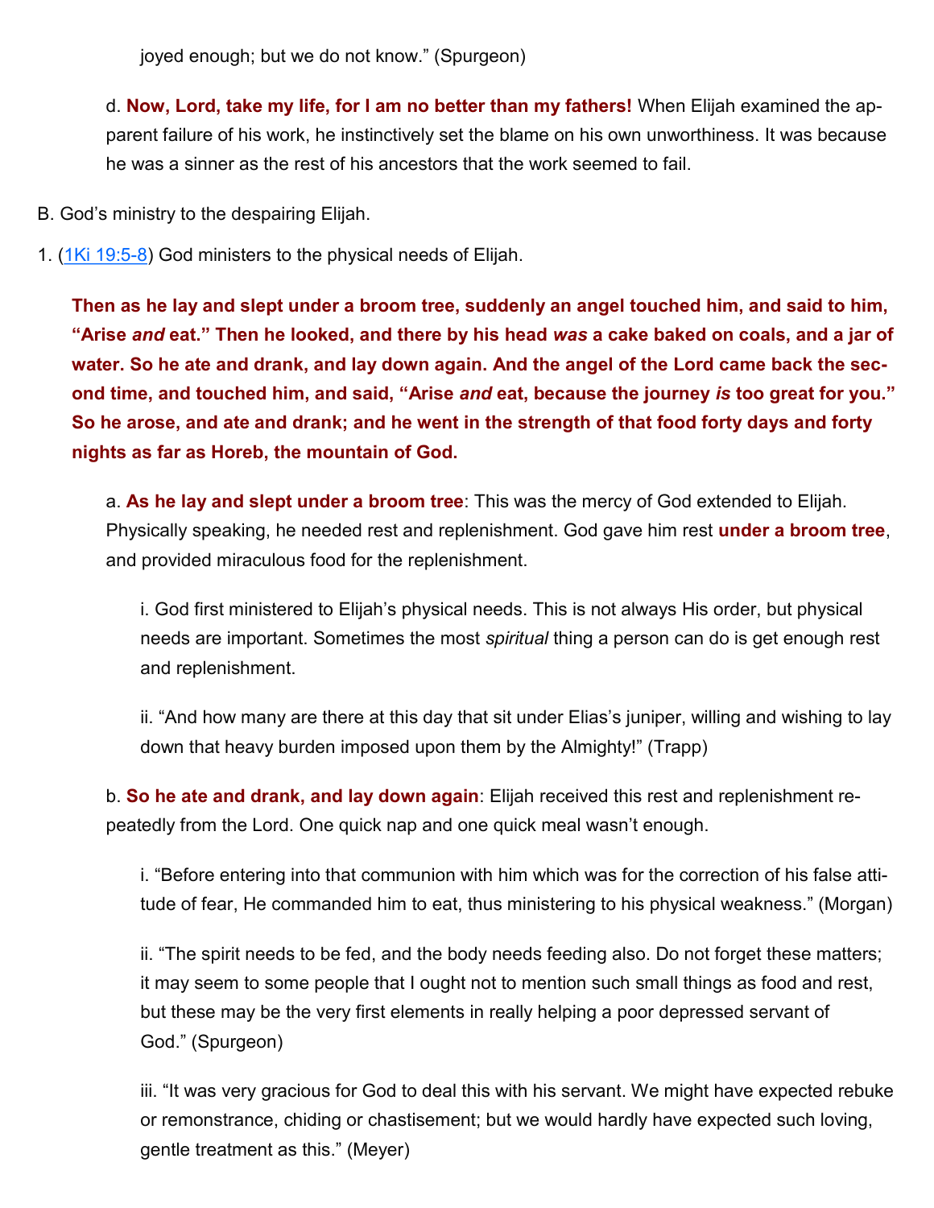joyed enough; but we do not know." (Spurgeon)

d. **Now, Lord, take my life, for I am no better than my fathers!** When Elijah examined the apparent failure of his work, he instinctively set the blame on his own unworthiness. It was because he was a sinner as the rest of his ancestors that the work seemed to fail.

B. God's ministry to the despairing Elijah.

1. ([1Ki 19:5-8]) God ministers to the physical needs of Elijah.

**Then as he lay and slept under a broom tree, suddenly an angel touched him, and said to him, "Arise *and* eat." Then he looked, and there by his head *was* a cake baked on coals, and a jar of water. So he ate and drank, and lay down again. And the angel of the Lord came back the second time, and touched him, and said, "Arise *and* eat, because the journey *is* too great for you." So he arose, and ate and drank; and he went in the strength of that food forty days and forty nights as far as Horeb, the mountain of God.**

a. **As he lay and slept under a broom tree**: This was the mercy of God extended to Elijah. Physically speaking, he needed rest and replenishment. God gave him rest **under a broom tree**, and provided miraculous food for the replenishment.

i. God first ministered to Elijah's physical needs. This is not always His order, but physical needs are important. Sometimes the most *spiritual* thing a person can do is get enough rest and replenishment.

ii. "And how many are there at this day that sit under Elias's juniper, willing and wishing to lay down that heavy burden imposed upon them by the Almighty!" (Trapp)

b. **So he ate and drank, and lay down again**: Elijah received this rest and replenishment repeatedly from the Lord. One quick nap and one quick meal wasn't enough.

i. "Before entering into that communion with him which was for the correction of his false attitude of fear, He commanded him to eat, thus ministering to his physical weakness." (Morgan)

ii. "The spirit needs to be fed, and the body needs feeding also. Do not forget these matters; it may seem to some people that I ought not to mention such small things as food and rest, but these may be the very first elements in really helping a poor depressed servant of God." (Spurgeon)

iii. "It was very gracious for God to deal this with his servant. We might have expected rebuke or remonstrance, chiding or chastisement; but we would hardly have expected such loving, gentle treatment as this." (Meyer)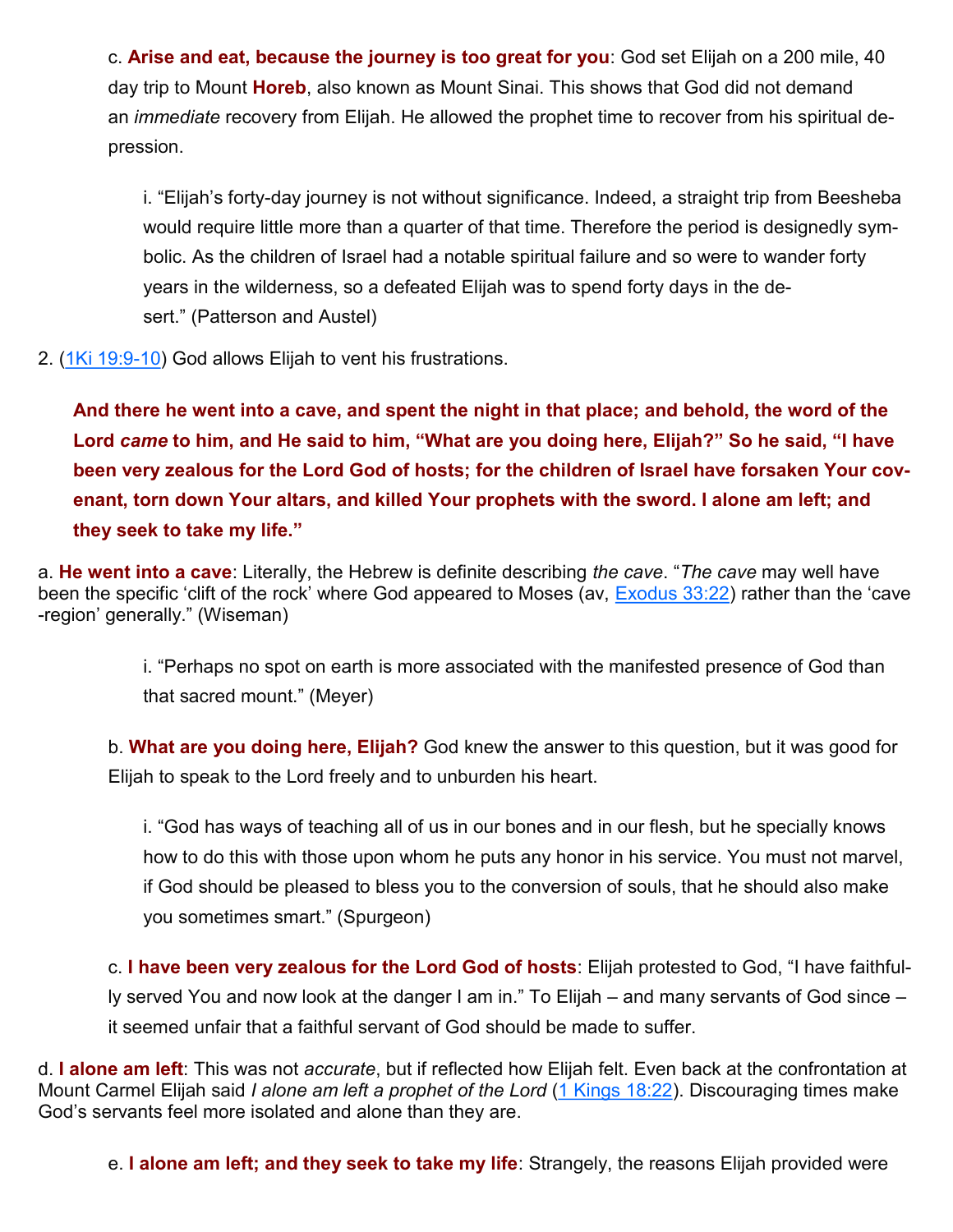c. **Arise and eat, because the journey is too great for you**: God set Elijah on a 200 mile, 40 day trip to Mount **Horeb**, also known as Mount Sinai. This shows that God did not demand an *immediate* recovery from Elijah. He allowed the prophet time to recover from his spiritual depression.

i. "Elijah's forty-day journey is not without significance. Indeed, a straight trip from Beesheba would require little more than a quarter of that time. Therefore the period is designedly symbolic. As the children of Israel had a notable spiritual failure and so were to wander forty years in the wilderness, so a defeated Elijah was to spend forty days in the desert." (Patterson and Austel)

2. (1Ki 19:9-10) God allows Elijah to vent his frustrations.

**And there he went into a cave, and spent the night in that place; and behold, the word of the Lord *came* to him, and He said to him, "What are you doing here, Elijah?" So he said, "I have been very zealous for the Lord God of hosts; for the children of Israel have forsaken Your covenant, torn down Your altars, and killed Your prophets with the sword. I alone am left; and they seek to take my life."**

a. **He went into a cave**: Literally, the Hebrew is definite describing *the cave*. "*The cave* may well have been the specific 'clift of the rock' where God appeared to Moses (av, Exodus 33:22) rather than the 'cave-region' generally." (Wiseman)

i. "Perhaps no spot on earth is more associated with the manifested presence of God than that sacred mount." (Meyer)

b. **What are you doing here, Elijah?** God knew the answer to this question, but it was good for Elijah to speak to the Lord freely and to unburden his heart.

i. "God has ways of teaching all of us in our bones and in our flesh, but he specially knows how to do this with those upon whom he puts any honor in his service. You must not marvel, if God should be pleased to bless you to the conversion of souls, that he should also make you sometimes smart." (Spurgeon)

c. **I have been very zealous for the Lord God of hosts**: Elijah protested to God, "I have faithfully served You and now look at the danger I am in." To Elijah – and many servants of God since – it seemed unfair that a faithful servant of God should be made to suffer.

d. **I alone am left**: This was not *accurate*, but if reflected how Elijah felt. Even back at the confrontation at Mount Carmel Elijah said *I alone am left a prophet of the Lord* (1 Kings 18:22). Discouraging times make God's servants feel more isolated and alone than they are.

e. **I alone am left; and they seek to take my life**: Strangely, the reasons Elijah provided were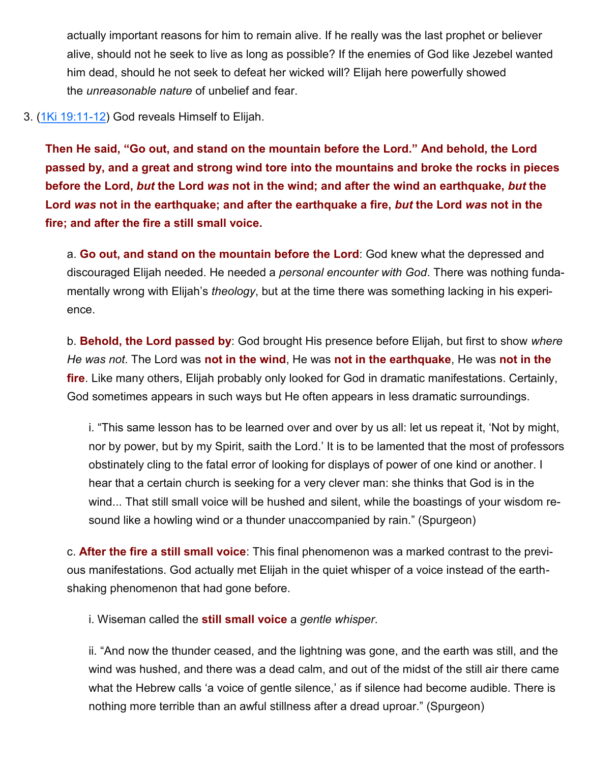actually important reasons for him to remain alive. If he really was the last prophet or believer alive, should not he seek to live as long as possible? If the enemies of God like Jezebel wanted him dead, should he not seek to defeat her wicked will? Elijah here powerfully showed the *unreasonable nature* of unbelief and fear.

3. ([1Ki 19:11-12](https://www.blueletterbible.org/kjv/1ki/19/11-12/)) God reveals Himself to Elijah.

**Then He said, "Go out, and stand on the mountain before the Lord." And behold, the Lord passed by, and a great and strong wind tore into the mountains and broke the rocks in pieces before the Lord, *but* the Lord *was* not in the wind; and after the wind an earthquake, *but* the Lord *was* not in the earthquake; and after the earthquake a fire, *but* the Lord *was* not in the fire; and after the fire a still small voice.**

a. **Go out, and stand on the mountain before the Lord**: God knew what the depressed and discouraged Elijah needed. He needed a *personal encounter with God*. There was nothing fundamentally wrong with Elijah's *theology*, but at the time there was something lacking in his experience.

b. **Behold, the Lord passed by**: God brought His presence before Elijah, but first to show *where He was not*. The Lord was **not in the wind**, He was **not in the earthquake**, He was **not in the fire**. Like many others, Elijah probably only looked for God in dramatic manifestations. Certainly, God sometimes appears in such ways but He often appears in less dramatic surroundings.

i. "This same lesson has to be learned over and over by us all: let us repeat it, 'Not by might, nor by power, but by my Spirit, saith the Lord.' It is to be lamented that the most of professors obstinately cling to the fatal error of looking for displays of power of one kind or another. I hear that a certain church is seeking for a very clever man: she thinks that God is in the wind... That still small voice will be hushed and silent, while the boastings of your wisdom resound like a howling wind or a thunder unaccompanied by rain." (Spurgeon)

c. **After the fire a still small voice**: This final phenomenon was a marked contrast to the previous manifestations. God actually met Elijah in the quiet whisper of a voice instead of the earth-shaking phenomenon that had gone before.

i. Wiseman called the **still small voice** a *gentle whisper*.

ii. "And now the thunder ceased, and the lightning was gone, and the earth was still, and the wind was hushed, and there was a dead calm, and out of the midst of the still air there came what the Hebrew calls 'a voice of gentle silence,' as if silence had become audible. There is nothing more terrible than an awful stillness after a dread uproar." (Spurgeon)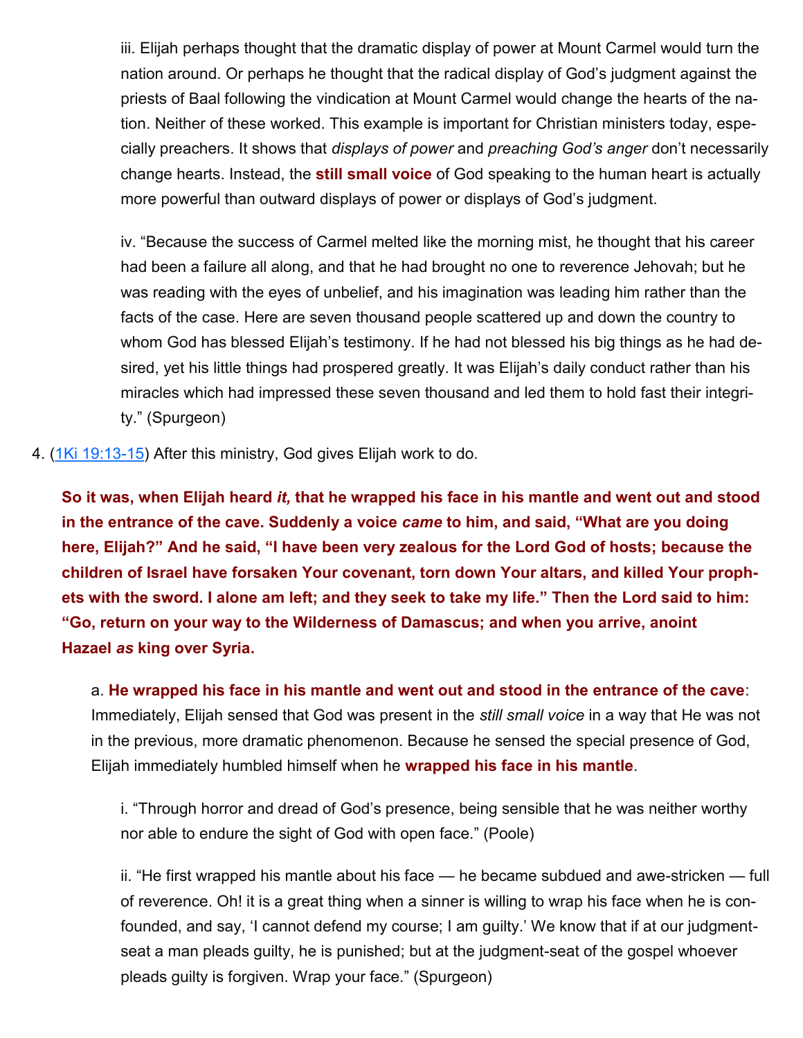iii. Elijah perhaps thought that the dramatic display of power at Mount Carmel would turn the nation around. Or perhaps he thought that the radical display of God's judgment against the priests of Baal following the vindication at Mount Carmel would change the hearts of the nation. Neither of these worked. This example is important for Christian ministers today, especially preachers. It shows that *displays of power* and *preaching God's anger* don't necessarily change hearts. Instead, the **still small voice** of God speaking to the human heart is actually more powerful than outward displays of power or displays of God's judgment.

iv. "Because the success of Carmel melted like the morning mist, he thought that his career had been a failure all along, and that he had brought no one to reverence Jehovah; but he was reading with the eyes of unbelief, and his imagination was leading him rather than the facts of the case. Here are seven thousand people scattered up and down the country to whom God has blessed Elijah's testimony. If he had not blessed his big things as he had desired, yet his little things had prospered greatly. It was Elijah's daily conduct rather than his miracles which had impressed these seven thousand and led them to hold fast their integrity." (Spurgeon)

4. (1Ki 19:13-15) After this ministry, God gives Elijah work to do.

**So it was, when Elijah heard *it,* that he wrapped his face in his mantle and went out and stood in the entrance of the cave. Suddenly a voice *came* to him, and said, "What are you doing here, Elijah?" And he said, "I have been very zealous for the Lord God of hosts; because the children of Israel have forsaken Your covenant, torn down Your altars, and killed Your prophets with the sword. I alone am left; and they seek to take my life." Then the Lord said to him: "Go, return on your way to the Wilderness of Damascus; and when you arrive, anoint Hazael *as* king over Syria.**

a. **He wrapped his face in his mantle and went out and stood in the entrance of the cave**: Immediately, Elijah sensed that God was present in the *still small voice* in a way that He was not in the previous, more dramatic phenomenon. Because he sensed the special presence of God, Elijah immediately humbled himself when he **wrapped his face in his mantle**.

i. "Through horror and dread of God's presence, being sensible that he was neither worthy nor able to endure the sight of God with open face." (Poole)

ii. "He first wrapped his mantle about his face — he became subdued and awe-stricken — full of reverence. Oh! it is a great thing when a sinner is willing to wrap his face when he is confounded, and say, 'I cannot defend my course; I am guilty.' We know that if at our judgment-seat a man pleads guilty, he is punished; but at the judgment-seat of the gospel whoever pleads guilty is forgiven. Wrap your face." (Spurgeon)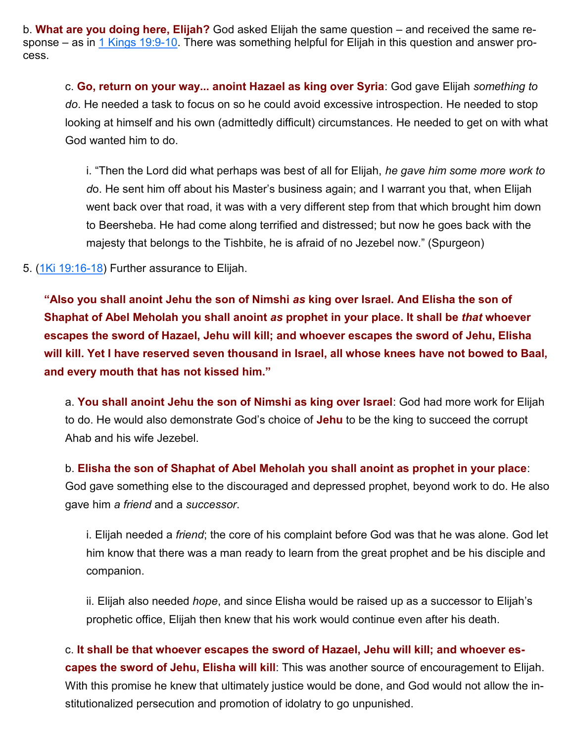b. **What are you doing here, Elijah?** God asked Elijah the same question – and received the same response – as in [1 Kings 19:9-10](). There was something helpful for Elijah in this question and answer process.

c. **Go, return on your way... anoint Hazael as king over Syria**: God gave Elijah *something to do*. He needed a task to focus on so he could avoid excessive introspection. He needed to stop looking at himself and his own (admittedly difficult) circumstances. He needed to get on with what God wanted him to do.

i. "Then the Lord did what perhaps was best of all for Elijah, *he gave him some more work to do*. He sent him off about his Master's business again; and I warrant you that, when Elijah went back over that road, it was with a very different step from that which brought him down to Beersheba. He had come along terrified and distressed; but now he goes back with the majesty that belongs to the Tishbite, he is afraid of no Jezebel now." (Spurgeon)

5. ([1Ki 19:16-18]()) Further assurance to Elijah.

**"Also you shall anoint Jehu the son of Nimshi *as* king over Israel. And Elisha the son of Shaphat of Abel Meholah you shall anoint *as* prophet in your place. It shall be *that* whoever escapes the sword of Hazael, Jehu will kill; and whoever escapes the sword of Jehu, Elisha will kill. Yet I have reserved seven thousand in Israel, all whose knees have not bowed to Baal, and every mouth that has not kissed him."**

a. **You shall anoint Jehu the son of Nimshi as king over Israel**: God had more work for Elijah to do. He would also demonstrate God's choice of **Jehu** to be the king to succeed the corrupt Ahab and his wife Jezebel.

b. **Elisha the son of Shaphat of Abel Meholah you shall anoint as prophet in your place**: God gave something else to the discouraged and depressed prophet, beyond work to do. He also gave him *a friend* and a *successor*.

i. Elijah needed a *friend*; the core of his complaint before God was that he was alone. God let him know that there was a man ready to learn from the great prophet and be his disciple and companion.

ii. Elijah also needed *hope*, and since Elisha would be raised up as a successor to Elijah's prophetic office, Elijah then knew that his work would continue even after his death.

c. **It shall be that whoever escapes the sword of Hazael, Jehu will kill; and whoever escapes the sword of Jehu, Elisha will kill**: This was another source of encouragement to Elijah. With this promise he knew that ultimately justice would be done, and God would not allow the institutionalized persecution and promotion of idolatry to go unpunished.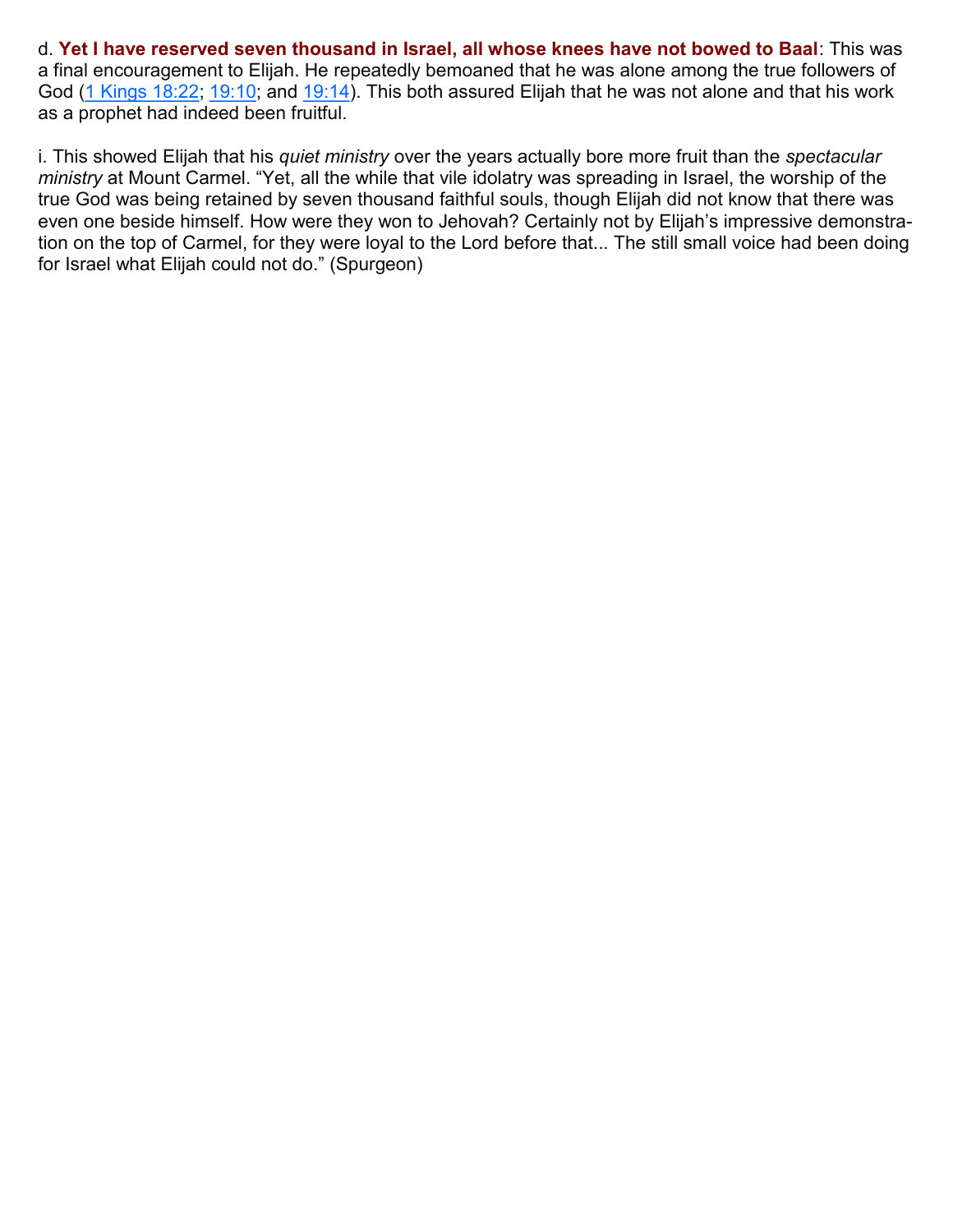d. **Yet I have reserved seven thousand in Israel, all whose knees have not bowed to Baal**: This was a final encouragement to Elijah. He repeatedly bemoaned that he was alone among the true followers of God (1 Kings 18:22; 19:10; and 19:14). This both assured Elijah that he was not alone and that his work as a prophet had indeed been fruitful.

i. This showed Elijah that his *quiet ministry* over the years actually bore more fruit than the *spectacular ministry* at Mount Carmel. "Yet, all the while that vile idolatry was spreading in Israel, the worship of the true God was being retained by seven thousand faithful souls, though Elijah did not know that there was even one beside himself. How were they won to Jehovah? Certainly not by Elijah's impressive demonstration on the top of Carmel, for they were loyal to the Lord before that... The still small voice had been doing for Israel what Elijah could not do." (Spurgeon)